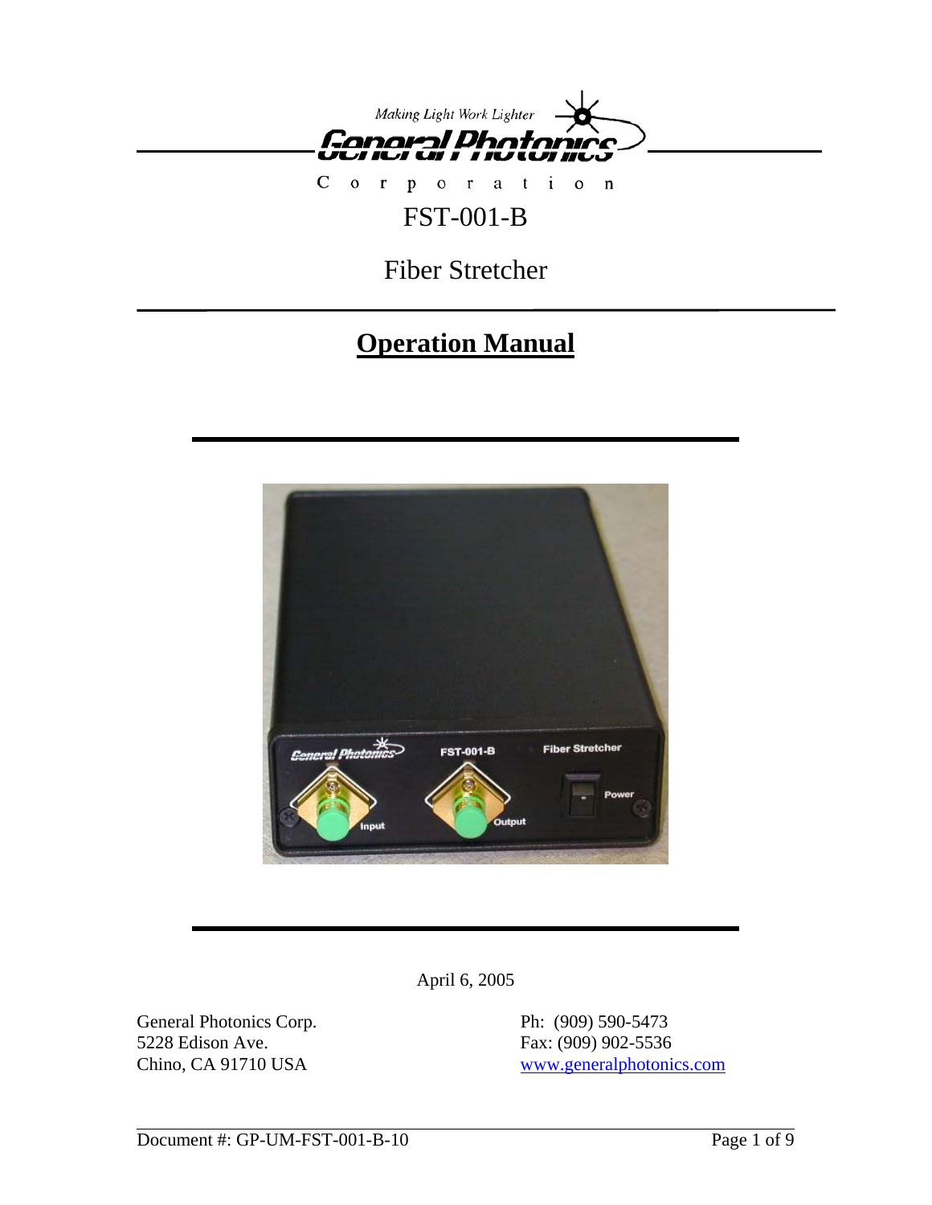Making Light Work Lighter

General Photonics Corporation

# FST-001-B

# Fiber Stretcher

## Operation Manual

April 6, 2005

General Photonics Corp.
5228 Edison Ave.
Chino, CA 91710 USA

Ph: (909) 590-5473
Fax: (909) 902-5536
www.generalphotonics.com

Document #: GP-UM-FST-001-B-10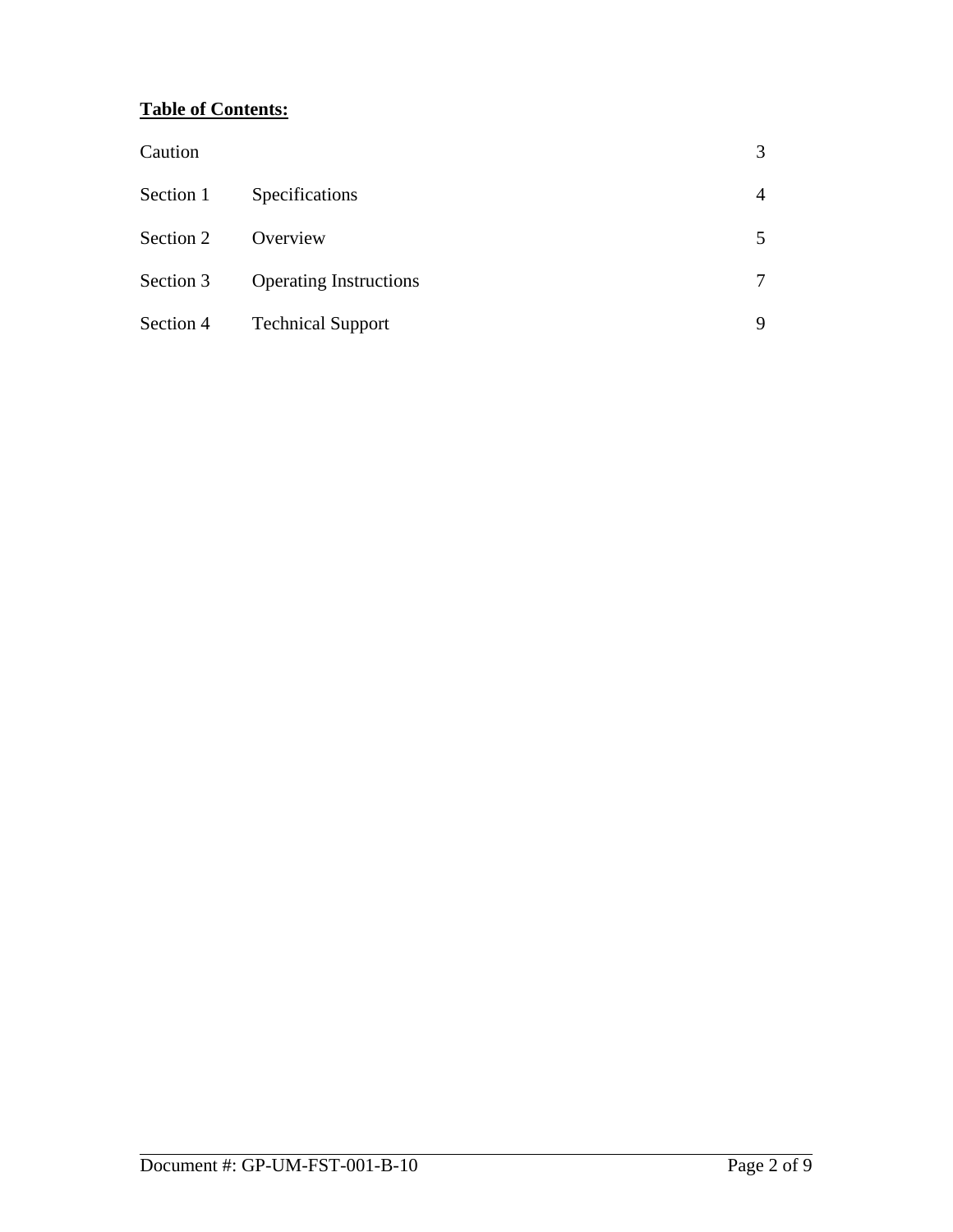**Table of Contents:**

| | | |
|---|---|---|
| Caution | | 3 |
| Section 1 | Specifications | 4 |
| Section 2 | Overview | 5 |
| Section 3 | Operating Instructions | 7 |
| Section 4 | Technical Support | 9 |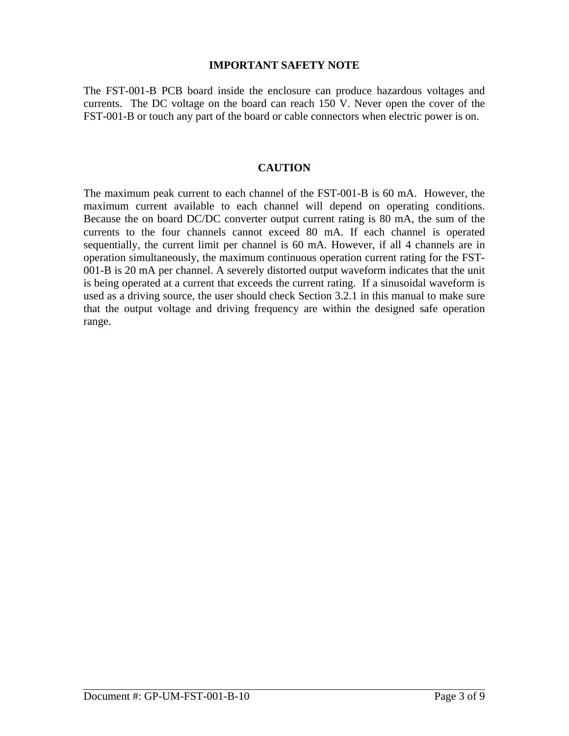## IMPORTANT SAFETY NOTE

The FST-001-B PCB board inside the enclosure can produce hazardous voltages and currents. The DC voltage on the board can reach 150 V. Never open the cover of the FST-001-B or touch any part of the board or cable connectors when electric power is on.

## CAUTION

The maximum peak current to each channel of the FST-001-B is 60 mA. However, the maximum current available to each channel will depend on operating conditions. Because the on board DC/DC converter output current rating is 80 mA, the sum of the currents to the four channels cannot exceed 80 mA. If each channel is operated sequentially, the current limit per channel is 60 mA. However, if all 4 channels are in operation simultaneously, the maximum continuous operation current rating for the FST-001-B is 20 mA per channel. A severely distorted output waveform indicates that the unit is being operated at a current that exceeds the current rating. If a sinusoidal waveform is used as a driving source, the user should check Section 3.2.1 in this manual to make sure that the output voltage and driving frequency are within the designed safe operation range.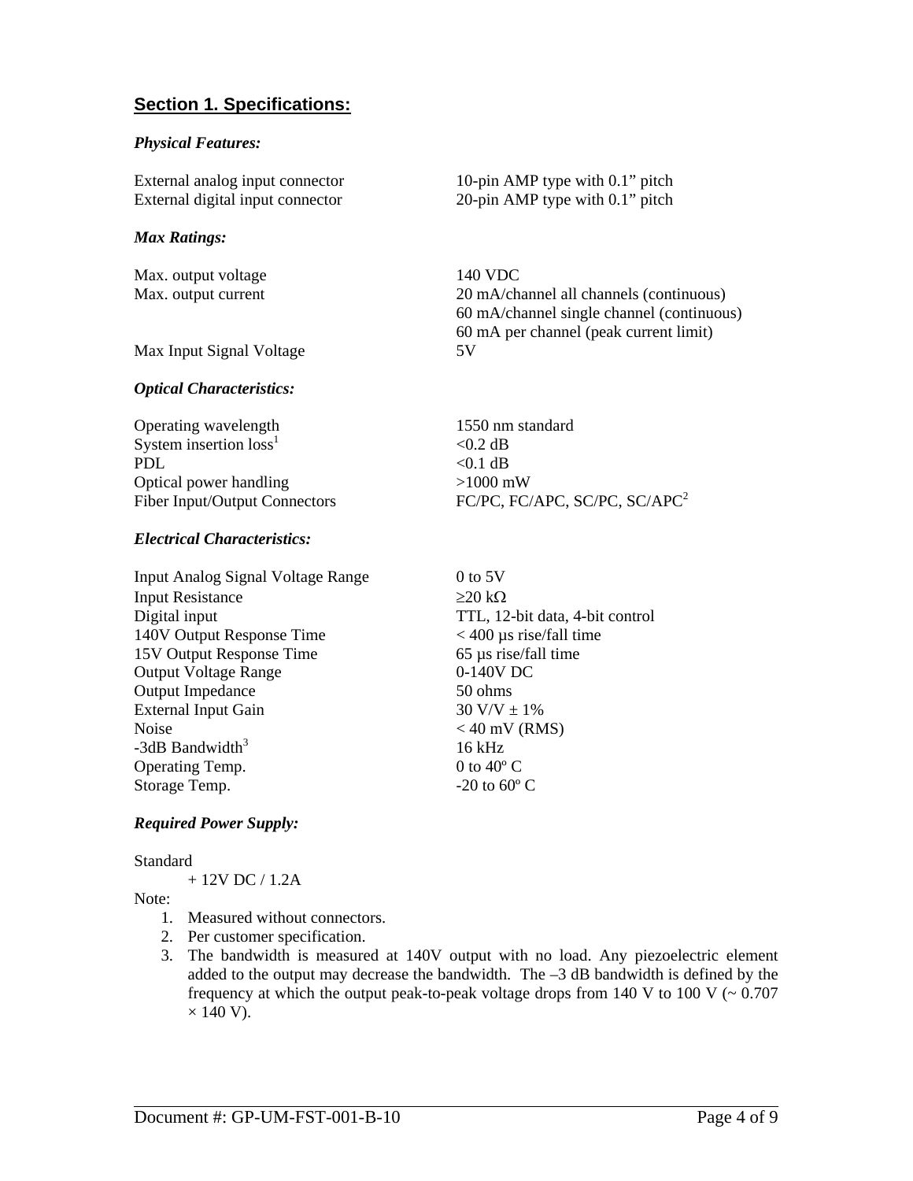## Section 1. Specifications:

### *Physical Features:*

| | |
|---|---|
| External analog input connector | 10-pin AMP type with 0.1" pitch |
| External digital input connector | 20-pin AMP type with 0.1" pitch |

### *Max Ratings:*

| | |
|---|---|
| Max. output voltage | 140 VDC |
| Max. output current | 20 mA/channel all channels (continuous)<br>60 mA/channel single channel (continuous)<br>60 mA per channel (peak current limit) |
| Max Input Signal Voltage | 5V |

### *Optical Characteristics:*

| | |
|---|---|
| Operating wavelength | 1550 nm standard |
| System insertion loss[1] | <0.2 dB |
| PDL | <0.1 dB |
| Optical power handling | >1000 mW |
| Fiber Input/Output Connectors | FC/PC, FC/APC, SC/PC, SC/APC[2] |

### *Electrical Characteristics:*

| | |
|---|---|
| Input Analog Signal Voltage Range | 0 to 5V |
| Input Resistance | ≥20 kΩ |
| Digital input | TTL, 12-bit data, 4-bit control |
| 140V Output Response Time | < 400 µs rise/fall time |
| 15V Output Response Time | 65 µs rise/fall time |
| Output Voltage Range | 0-140V DC |
| Output Impedance | 50 ohms |
| External Input Gain | 30 V/V ± 1% |
| Noise | < 40 mV (RMS) |
| -3dB Bandwidth[3] | 16 kHz |
| Operating Temp. | 0 to 40º C |
| Storage Temp. | -20 to 60º C |

### *Required Power Supply:*

Standard

+ 12V DC / 1.2A

Note:

1. Measured without connectors.
2. Per customer specification.
3. The bandwidth is measured at 140V output with no load. Any piezoelectric element added to the output may decrease the bandwidth. The –3 dB bandwidth is defined by the frequency at which the output peak-to-peak voltage drops from 140 V to 100 V (~ 0.707 × 140 V).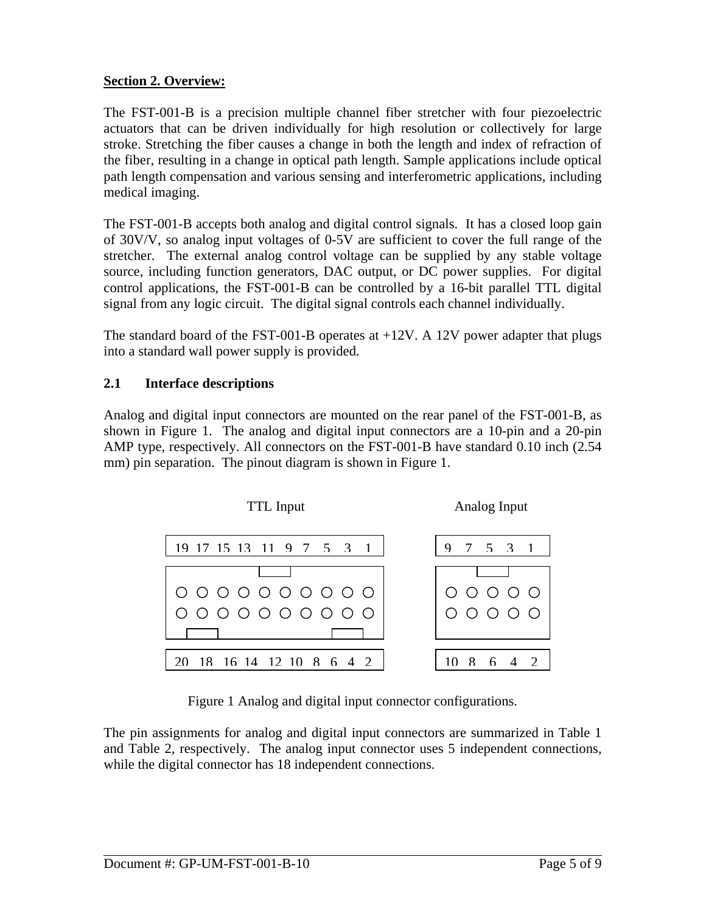**Section 2. Overview:**

The FST-001-B is a precision multiple channel fiber stretcher with four piezoelectric actuators that can be driven individually for high resolution or collectively for large stroke. Stretching the fiber causes a change in both the length and index of refraction of the fiber, resulting in a change in optical path length. Sample applications include optical path length compensation and various sensing and interferometric applications, including medical imaging.

The FST-001-B accepts both analog and digital control signals. It has a closed loop gain of 30V/V, so analog input voltages of 0-5V are sufficient to cover the full range of the stretcher. The external analog control voltage can be supplied by any stable voltage source, including function generators, DAC output, or DC power supplies. For digital control applications, the FST-001-B can be controlled by a 16-bit parallel TTL digital signal from any logic circuit. The digital signal controls each channel individually.

The standard board of the FST-001-B operates at +12V. A 12V power adapter that plugs into a standard wall power supply is provided.

## 2.1 Interface descriptions

Analog and digital input connectors are mounted on the rear panel of the FST-001-B, as shown in Figure 1. The analog and digital input connectors are a 10-pin and a 20-pin AMP type, respectively. All connectors on the FST-001-B have standard 0.10 inch (2.54 mm) pin separation. The pinout diagram is shown in Figure 1.

TTL Input

19 17 15 13 11 9 7 5 3 1

20 18 16 14 12 10 8 6 4 2

Analog Input

9 7 5 3 1

10 8 6 4 2

Figure 1 Analog and digital input connector configurations.

The pin assignments for analog and digital input connectors are summarized in Table 1 and Table 2, respectively. The analog input connector uses 5 independent connections, while the digital connector has 18 independent connections.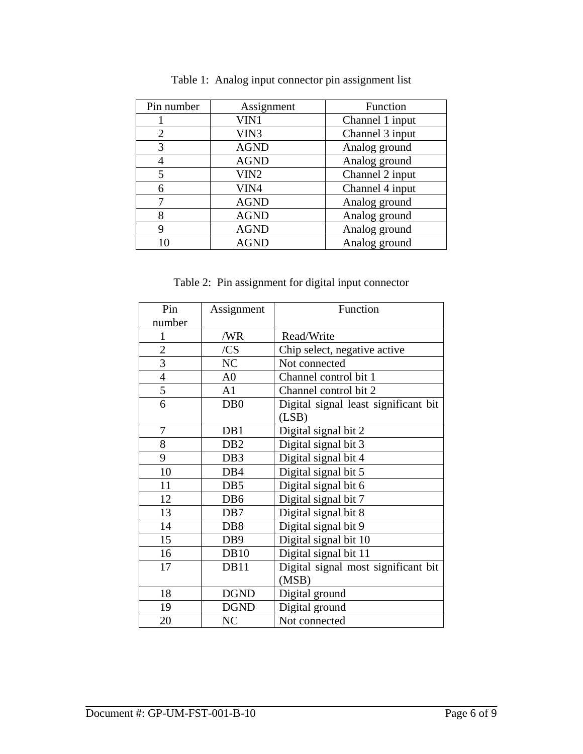Table 1:  Analog input connector pin assignment list

| Pin number | Assignment | Function |
| --- | --- | --- |
| 1 | VIN1 | Channel 1 input |
| 2 | VIN3 | Channel 3 input |
| 3 | AGND | Analog ground |
| 4 | AGND | Analog ground |
| 5 | VIN2 | Channel 2 input |
| 6 | VIN4 | Channel 4 input |
| 7 | AGND | Analog ground |
| 8 | AGND | Analog ground |
| 9 | AGND | Analog ground |
| 10 | AGND | Analog ground |

Table 2:  Pin assignment for digital input connector

| Pin number | Assignment | Function |
| --- | --- | --- |
| 1 | /WR | Read/Write |
| 2 | /CS | Chip select, negative active |
| 3 | NC | Not connected |
| 4 | A0 | Channel control bit 1 |
| 5 | A1 | Channel control bit 2 |
| 6 | DB0 | Digital signal least significant bit (LSB) |
| 7 | DB1 | Digital signal bit 2 |
| 8 | DB2 | Digital signal bit 3 |
| 9 | DB3 | Digital signal bit 4 |
| 10 | DB4 | Digital signal bit 5 |
| 11 | DB5 | Digital signal bit 6 |
| 12 | DB6 | Digital signal bit 7 |
| 13 | DB7 | Digital signal bit 8 |
| 14 | DB8 | Digital signal bit 9 |
| 15 | DB9 | Digital signal bit 10 |
| 16 | DB10 | Digital signal bit 11 |
| 17 | DB11 | Digital signal most significant bit (MSB) |
| 18 | DGND | Digital ground |
| 19 | DGND | Digital ground |
| 20 | NC | Not connected |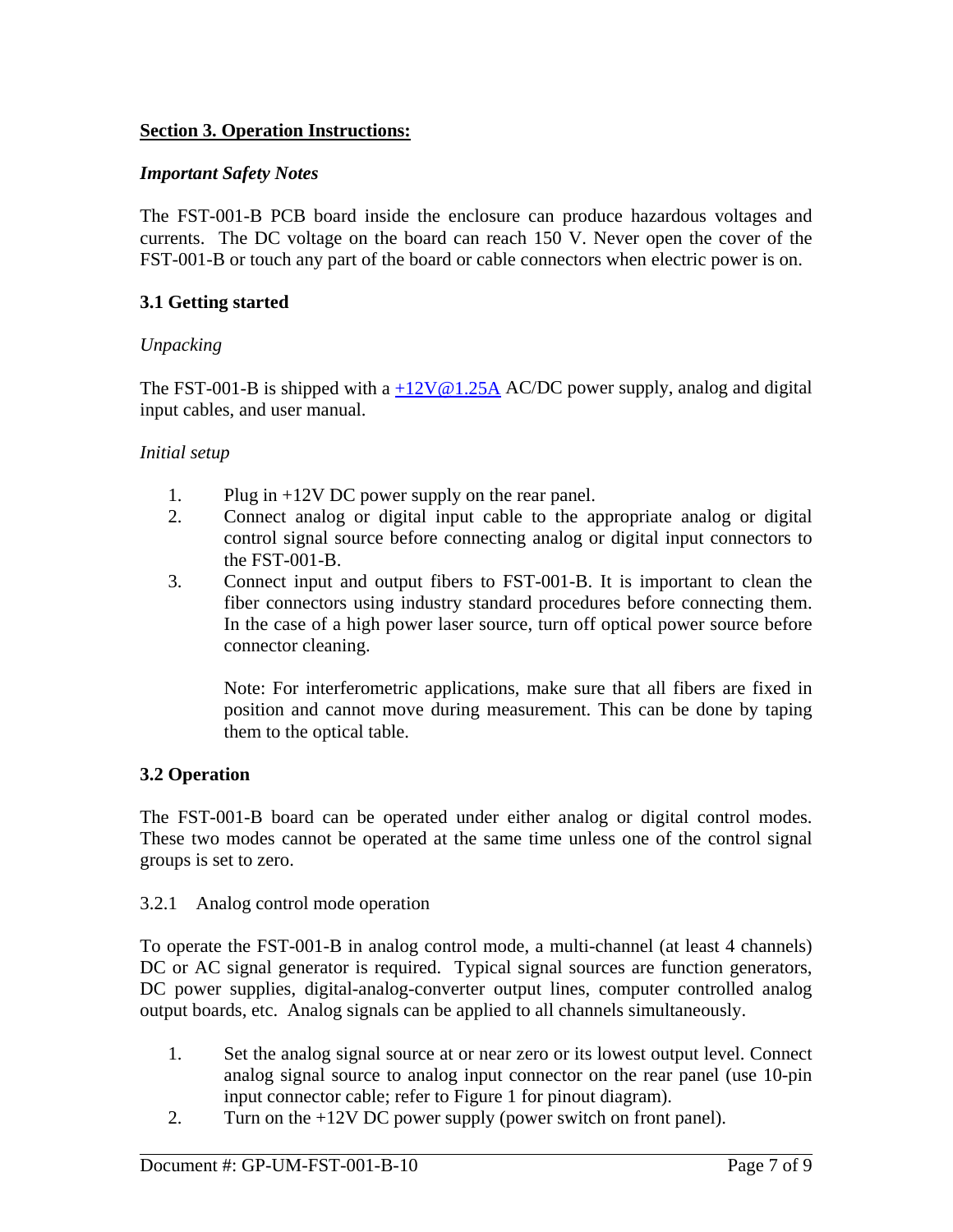## Section 3. Operation Instructions:

### *Important Safety Notes*

The FST-001-B PCB board inside the enclosure can produce hazardous voltages and currents. The DC voltage on the board can reach 150 V. Never open the cover of the FST-001-B or touch any part of the board or cable connectors when electric power is on.

### 3.1 Getting started

*Unpacking*

The FST-001-B is shipped with a +12V@1.25A AC/DC power supply, analog and digital input cables, and user manual.

*Initial setup*

1. Plug in +12V DC power supply on the rear panel.
2. Connect analog or digital input cable to the appropriate analog or digital control signal source before connecting analog or digital input connectors to the FST-001-B.
3. Connect input and output fibers to FST-001-B. It is important to clean the fiber connectors using industry standard procedures before connecting them. In the case of a high power laser source, turn off optical power source before connector cleaning.

   Note: For interferometric applications, make sure that all fibers are fixed in position and cannot move during measurement. This can be done by taping them to the optical table.

### 3.2 Operation

The FST-001-B board can be operated under either analog or digital control modes. These two modes cannot be operated at the same time unless one of the control signal groups is set to zero.

3.2.1 Analog control mode operation

To operate the FST-001-B in analog control mode, a multi-channel (at least 4 channels) DC or AC signal generator is required. Typical signal sources are function generators, DC power supplies, digital-analog-converter output lines, computer controlled analog output boards, etc. Analog signals can be applied to all channels simultaneously.

1. Set the analog signal source at or near zero or its lowest output level. Connect analog signal source to analog input connector on the rear panel (use 10-pin input connector cable; refer to Figure 1 for pinout diagram).
2. Turn on the +12V DC power supply (power switch on front panel).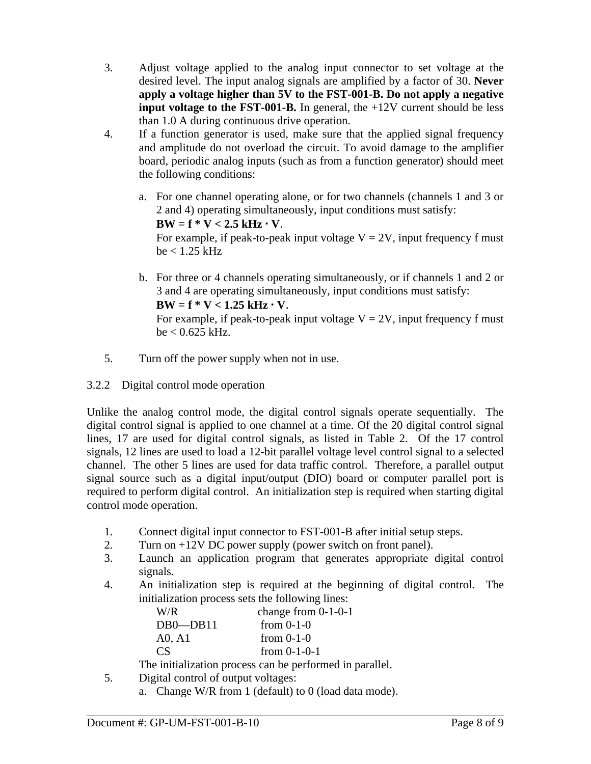3. Adjust voltage applied to the analog input connector to set voltage at the desired level. The input analog signals are amplified by a factor of 30. **Never apply a voltage higher than 5V to the FST-001-B. Do not apply a negative input voltage to the FST-001-B.** In general, the +12V current should be less than 1.0 A during continuous drive operation.
4. If a function generator is used, make sure that the applied signal frequency and amplitude do not overload the circuit. To avoid damage to the amplifier board, periodic analog inputs (such as from a function generator) should meet the following conditions:

   a. For one channel operating alone, or for two channels (channels 1 and 3 or 2 and 4) operating simultaneously, input conditions must satisfy:
      **BW = f * V < 2.5 kHz · V**.
      For example, if peak-to-peak input voltage V = 2V, input frequency f must be < 1.25 kHz

   b. For three or 4 channels operating simultaneously, or if channels 1 and 2 or 3 and 4 are operating simultaneously, input conditions must satisfy:
      **BW = f * V < 1.25 kHz · V**.
      For example, if peak-to-peak input voltage V = 2V, input frequency f must be < 0.625 kHz.

5. Turn off the power supply when not in use.

### 3.2.2 Digital control mode operation

Unlike the analog control mode, the digital control signals operate sequentially. The digital control signal is applied to one channel at a time. Of the 20 digital control signal lines, 17 are used for digital control signals, as listed in Table 2. Of the 17 control signals, 12 lines are used to load a 12-bit parallel voltage level control signal to a selected channel. The other 5 lines are used for data traffic control. Therefore, a parallel output signal source such as a digital input/output (DIO) board or computer parallel port is required to perform digital control. An initialization step is required when starting digital control mode operation.

1. Connect digital input connector to FST-001-B after initial setup steps.
2. Turn on +12V DC power supply (power switch on front panel).
3. Launch an application program that generates appropriate digital control signals.
4. An initialization step is required at the beginning of digital control. The initialization process sets the following lines:
   - W/R change from 0-1-0-1
   - DB0—DB11 from 0-1-0
   - A0, A1 from 0-1-0
   - CS from 0-1-0-1

   The initialization process can be performed in parallel.
5. Digital control of output voltages:
   a. Change W/R from 1 (default) to 0 (load data mode).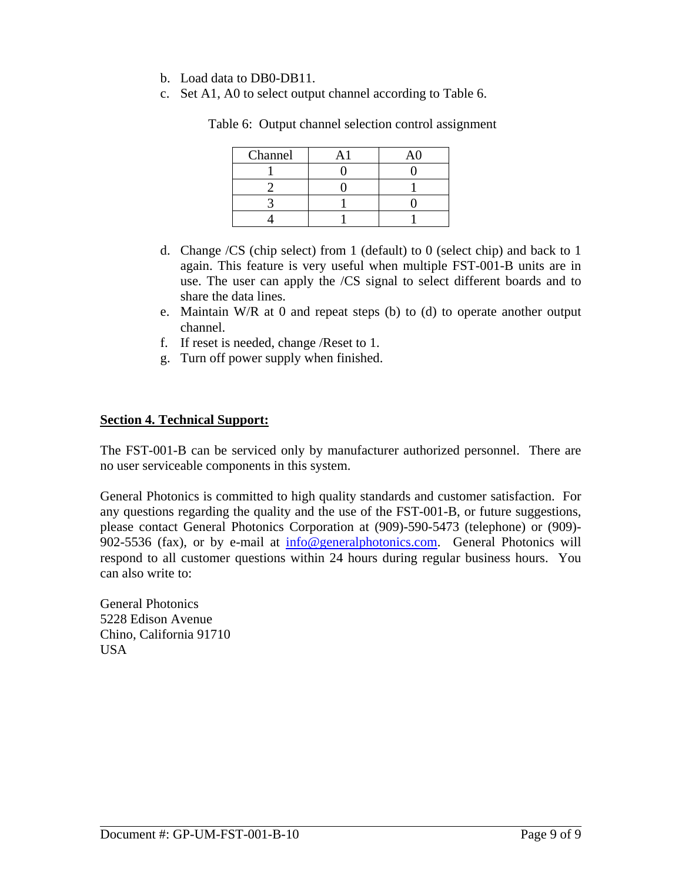b. Load data to DB0-DB11.
c. Set A1, A0 to select output channel according to Table 6.

Table 6: Output channel selection control assignment

| Channel | A1 | A0 |
|---|---|---|
| 1 | 0 | 0 |
| 2 | 0 | 1 |
| 3 | 1 | 0 |
| 4 | 1 | 1 |

d. Change /CS (chip select) from 1 (default) to 0 (select chip) and back to 1 again. This feature is very useful when multiple FST-001-B units are in use. The user can apply the /CS signal to select different boards and to share the data lines.
e. Maintain W/R at 0 and repeat steps (b) to (d) to operate another output channel.
f. If reset is needed, change /Reset to 1.
g. Turn off power supply when finished.

**Section 4. Technical Support:**

The FST-001-B can be serviced only by manufacturer authorized personnel. There are no user serviceable components in this system.

General Photonics is committed to high quality standards and customer satisfaction. For any questions regarding the quality and the use of the FST-001-B, or future suggestions, please contact General Photonics Corporation at (909)-590-5473 (telephone) or (909)-902-5536 (fax), or by e-mail at info@generalphotonics.com. General Photonics will respond to all customer questions within 24 hours during regular business hours. You can also write to:

General Photonics
5228 Edison Avenue
Chino, California 91710
USA

Document #: GP-UM-FST-001-B-10